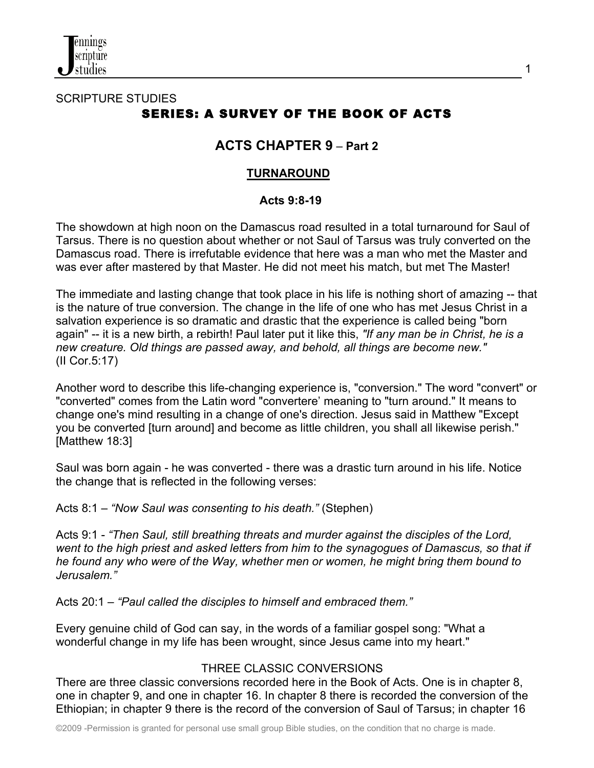SCRIPTURE STUDIES

# SERIES: A SURVEY OF THE BOOK OF ACTS

## ACTS CHAPTER 9 – Part 2

### TURNAROUND

**Acts 9:8-19**

The showdown at high noon on the Damascus road resulted in a total turnaround for Saul of Tarsus. There is no question about whether or not Saul of Tarsus was truly converted on the Damascus road. There is irrefutable evidence that here was a man who met the Master and was ever after mastered by that Master. He did not meet his match, but met The Master!

The immediate and lasting change that took place in his life is nothing short of amazing -- that is the nature of true conversion. The change in the life of one who has met Jesus Christ in a salvation experience is so dramatic and drastic that the experience is called being "born again" -- it is a new birth, a rebirth! Paul later put it like this, *"If any man be in Christ, he is a new creature. Old things are passed away, and behold, all things are become new."* (II Cor.5:17)

Another word to describe this life-changing experience is, "conversion." The word "convert" or "converted" comes from the Latin word "convertere' meaning to "turn around." It means to change one's mind resulting in a change of one's direction. Jesus said in Matthew "Except you be converted [turn around] and become as little children, you shall all likewise perish." [Matthew 18:3]

Saul was born again - he was converted - there was a drastic turn around in his life. Notice the change that is reflected in the following verses:

Acts 8:1 – *"Now Saul was consenting to his death."* (Stephen)

Acts 9:1 - *"Then Saul, still breathing threats and murder against the disciples of the Lord, went to the high priest and asked letters from him to the synagogues of Damascus, so that if he found any who were of the Way, whether men or women, he might bring them bound to Jerusalem."*

Acts 20:1 – *"Paul called the disciples to himself and embraced them."*

Every genuine child of God can say, in the words of a familiar gospel song: "What a wonderful change in my life has been wrought, since Jesus came into my heart."

THREE CLASSIC CONVERSIONS

There are three classic conversions recorded here in the Book of Acts. One is in chapter 8, one in chapter 9, and one in chapter 16. In chapter 8 there is recorded the conversion of the Ethiopian; in chapter 9 there is the record of the conversion of Saul of Tarsus; in chapter 16

©2009 -Permission is granted for personal use small group Bible studies, on the condition that no charge is made.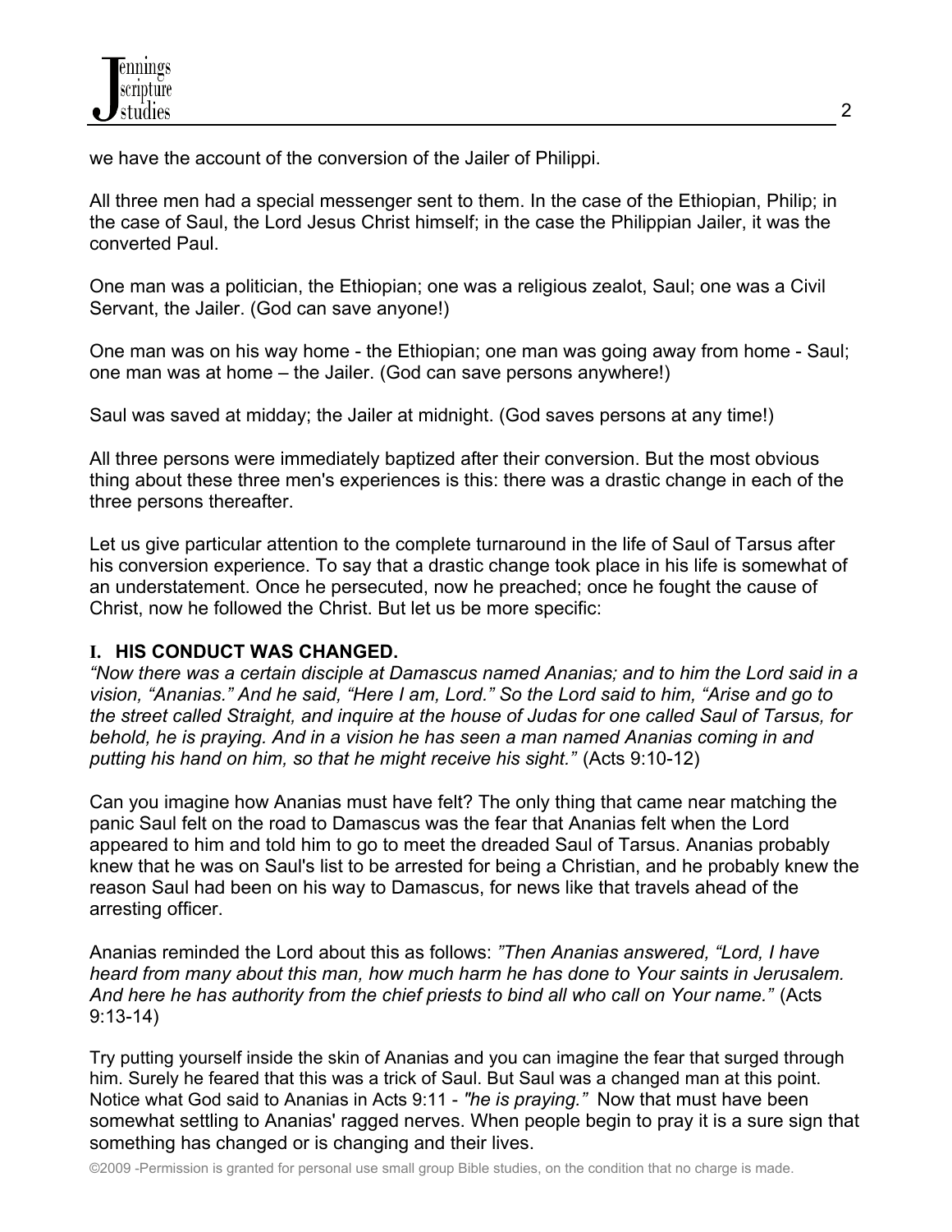we have the account of the conversion of the Jailer of Philippi.

All three men had a special messenger sent to them. In the case of the Ethiopian, Philip; in the case of Saul, the Lord Jesus Christ himself; in the case the Philippian Jailer, it was the converted Paul.

One man was a politician, the Ethiopian; one was a religious zealot, Saul; one was a Civil Servant, the Jailer. (God can save anyone!)

One man was on his way home - the Ethiopian; one man was going away from home - Saul; one man was at home – the Jailer. (God can save persons anywhere!)

Saul was saved at midday; the Jailer at midnight. (God saves persons at any time!)

All three persons were immediately baptized after their conversion. But the most obvious thing about these three men's experiences is this: there was a drastic change in each of the three persons thereafter.

Let us give particular attention to the complete turnaround in the life of Saul of Tarsus after his conversion experience. To say that a drastic change took place in his life is somewhat of an understatement. Once he persecuted, now he preached; once he fought the cause of Christ, now he followed the Christ. But let us be more specific:

## I. HIS CONDUCT WAS CHANGED.

*"Now there was a certain disciple at Damascus named Ananias; and to him the Lord said in a vision, "Ananias." And he said, "Here I am, Lord." So the Lord said to him, "Arise and go to the street called Straight, and inquire at the house of Judas for one called Saul of Tarsus, for behold, he is praying. And in a vision he has seen a man named Ananias coming in and putting his hand on him, so that he might receive his sight."* (Acts 9:10-12)

Can you imagine how Ananias must have felt? The only thing that came near matching the panic Saul felt on the road to Damascus was the fear that Ananias felt when the Lord appeared to him and told him to go to meet the dreaded Saul of Tarsus. Ananias probably knew that he was on Saul's list to be arrested for being a Christian, and he probably knew the reason Saul had been on his way to Damascus, for news like that travels ahead of the arresting officer.

Ananias reminded the Lord about this as follows: *"Then Ananias answered, "Lord, I have heard from many about this man, how much harm he has done to Your saints in Jerusalem. And here he has authority from the chief priests to bind all who call on Your name."* (Acts 9:13-14)

Try putting yourself inside the skin of Ananias and you can imagine the fear that surged through him. Surely he feared that this was a trick of Saul. But Saul was a changed man at this point. Notice what God said to Ananias in Acts 9:11 - *"he is praying."* Now that must have been somewhat settling to Ananias' ragged nerves. When people begin to pray it is a sure sign that something has changed or is changing and their lives.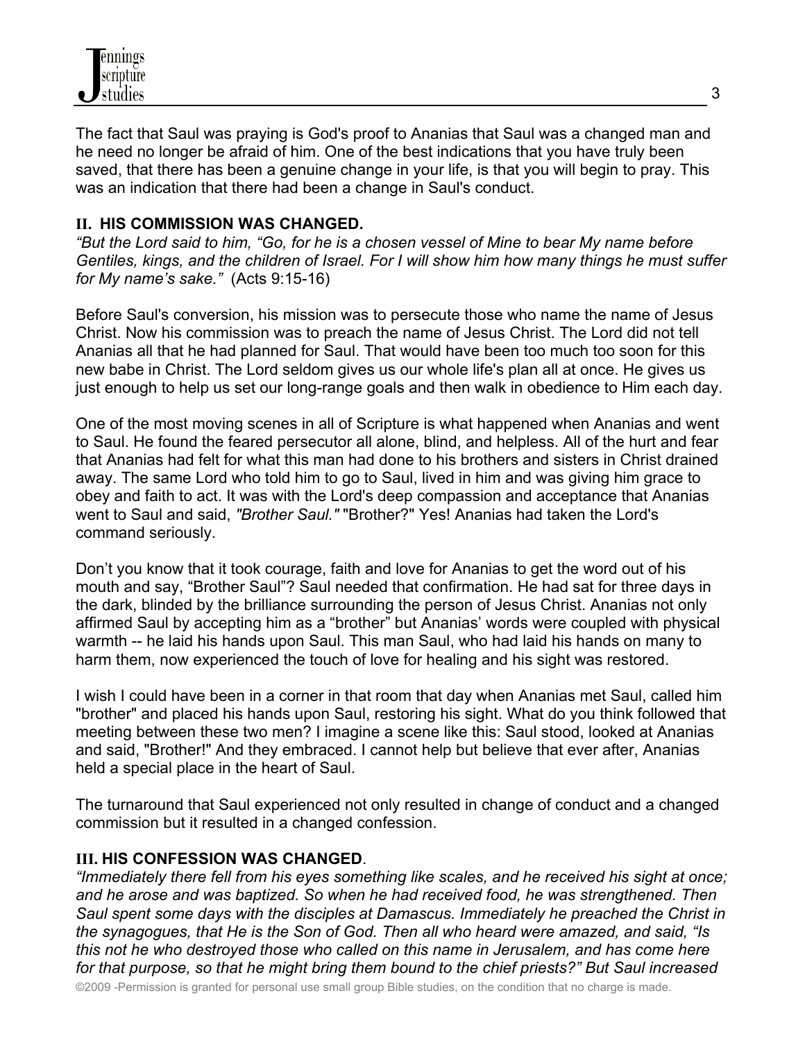The fact that Saul was praying is God's proof to Ananias that Saul was a changed man and he need no longer be afraid of him. One of the best indications that you have truly been saved, that there has been a genuine change in your life, is that you will begin to pray. This was an indication that there had been a change in Saul's conduct.

## II. HIS COMMISSION WAS CHANGED.

*"But the Lord said to him, "Go, for he is a chosen vessel of Mine to bear My name before Gentiles, kings, and the children of Israel. For I will show him how many things he must suffer for My name's sake."* (Acts 9:15-16)

Before Saul's conversion, his mission was to persecute those who name the name of Jesus Christ. Now his commission was to preach the name of Jesus Christ. The Lord did not tell Ananias all that he had planned for Saul. That would have been too much too soon for this new babe in Christ. The Lord seldom gives us our whole life's plan all at once. He gives us just enough to help us set our long-range goals and then walk in obedience to Him each day.

One of the most moving scenes in all of Scripture is what happened when Ananias and went to Saul. He found the feared persecutor all alone, blind, and helpless. All of the hurt and fear that Ananias had felt for what this man had done to his brothers and sisters in Christ drained away. The same Lord who told him to go to Saul, lived in him and was giving him grace to obey and faith to act. It was with the Lord's deep compassion and acceptance that Ananias went to Saul and said, *"Brother Saul."* "Brother?" Yes! Ananias had taken the Lord's command seriously.

Don't you know that it took courage, faith and love for Ananias to get the word out of his mouth and say, "Brother Saul"? Saul needed that confirmation. He had sat for three days in the dark, blinded by the brilliance surrounding the person of Jesus Christ. Ananias not only affirmed Saul by accepting him as a "brother" but Ananias' words were coupled with physical warmth -- he laid his hands upon Saul. This man Saul, who had laid his hands on many to harm them, now experienced the touch of love for healing and his sight was restored.

I wish I could have been in a corner in that room that day when Ananias met Saul, called him "brother" and placed his hands upon Saul, restoring his sight. What do you think followed that meeting between these two men? I imagine a scene like this: Saul stood, looked at Ananias and said, "Brother!" And they embraced. I cannot help but believe that ever after, Ananias held a special place in the heart of Saul.

The turnaround that Saul experienced not only resulted in change of conduct and a changed commission but it resulted in a changed confession.

## III. HIS CONFESSION WAS CHANGED.

*"Immediately there fell from his eyes something like scales, and he received his sight at once; and he arose and was baptized. So when he had received food, he was strengthened. Then Saul spent some days with the disciples at Damascus. Immediately he preached the Christ in the synagogues, that He is the Son of God. Then all who heard were amazed, and said, "Is this not he who destroyed those who called on this name in Jerusalem, and has come here for that purpose, so that he might bring them bound to the chief priests?" But Saul increased*

©2009 -Permission is granted for personal use small group Bible studies, on the condition that no charge is made.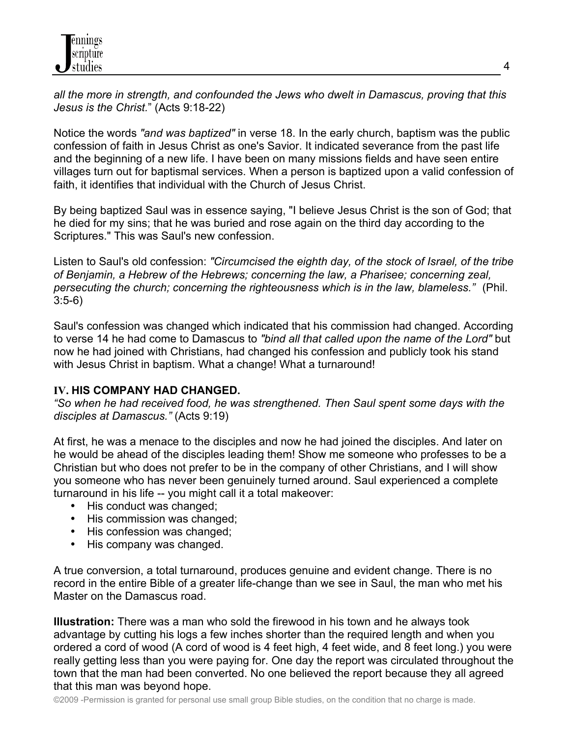*all the more in strength, and confounded the Jews who dwelt in Damascus, proving that this Jesus is the Christ.*" (Acts 9:18-22)

Notice the words *"and was baptized"* in verse 18. In the early church, baptism was the public confession of faith in Jesus Christ as one's Savior. It indicated severance from the past life and the beginning of a new life. I have been on many missions fields and have seen entire villages turn out for baptismal services. When a person is baptized upon a valid confession of faith, it identifies that individual with the Church of Jesus Christ.

By being baptized Saul was in essence saying, "I believe Jesus Christ is the son of God; that he died for my sins; that he was buried and rose again on the third day according to the Scriptures." This was Saul's new confession.

Listen to Saul's old confession: *"Circumcised the eighth day, of the stock of Israel, of the tribe of Benjamin, a Hebrew of the Hebrews; concerning the law, a Pharisee; concerning zeal, persecuting the church; concerning the righteousness which is in the law, blameless."* (Phil. 3:5-6)

Saul's confession was changed which indicated that his commission had changed. According to verse 14 he had come to Damascus to *"bind all that called upon the name of the Lord"* but now he had joined with Christians, had changed his confession and publicly took his stand with Jesus Christ in baptism. What a change! What a turnaround!

**IV. HIS COMPANY HAD CHANGED.**
*"So when he had received food, he was strengthened. Then Saul spent some days with the disciples at Damascus."* (Acts 9:19)

At first, he was a menace to the disciples and now he had joined the disciples. And later on he would be ahead of the disciples leading them! Show me someone who professes to be a Christian but who does not prefer to be in the company of other Christians, and I will show you someone who has never been genuinely turned around. Saul experienced a complete turnaround in his life -- you might call it a total makeover:

- His conduct was changed;
- His commission was changed;
- His confession was changed;
- His company was changed.

A true conversion, a total turnaround, produces genuine and evident change. There is no record in the entire Bible of a greater life-change than we see in Saul, the man who met his Master on the Damascus road.

**Illustration:** There was a man who sold the firewood in his town and he always took advantage by cutting his logs a few inches shorter than the required length and when you ordered a cord of wood (A cord of wood is 4 feet high, 4 feet wide, and 8 feet long.) you were really getting less than you were paying for. One day the report was circulated throughout the town that the man had been converted. No one believed the report because they all agreed that this man was beyond hope.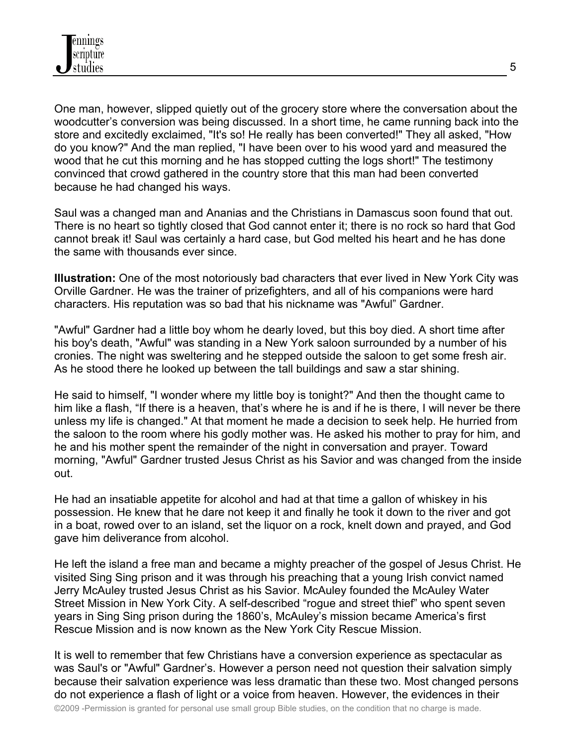One man, however, slipped quietly out of the grocery store where the conversation about the woodcutter's conversion was being discussed. In a short time, he came running back into the store and excitedly exclaimed, "It's so! He really has been converted!" They all asked, "How do you know?" And the man replied, "I have been over to his wood yard and measured the wood that he cut this morning and he has stopped cutting the logs short!" The testimony convinced that crowd gathered in the country store that this man had been converted because he had changed his ways.

Saul was a changed man and Ananias and the Christians in Damascus soon found that out. There is no heart so tightly closed that God cannot enter it; there is no rock so hard that God cannot break it! Saul was certainly a hard case, but God melted his heart and he has done the same with thousands ever since.

**Illustration:** One of the most notoriously bad characters that ever lived in New York City was Orville Gardner. He was the trainer of prizefighters, and all of his companions were hard characters. His reputation was so bad that his nickname was "Awful" Gardner.

"Awful" Gardner had a little boy whom he dearly loved, but this boy died. A short time after his boy's death, "Awful" was standing in a New York saloon surrounded by a number of his cronies. The night was sweltering and he stepped outside the saloon to get some fresh air. As he stood there he looked up between the tall buildings and saw a star shining.

He said to himself, "I wonder where my little boy is tonight?" And then the thought came to him like a flash, "If there is a heaven, that's where he is and if he is there, I will never be there unless my life is changed." At that moment he made a decision to seek help. He hurried from the saloon to the room where his godly mother was. He asked his mother to pray for him, and he and his mother spent the remainder of the night in conversation and prayer. Toward morning, "Awful" Gardner trusted Jesus Christ as his Savior and was changed from the inside out.

He had an insatiable appetite for alcohol and had at that time a gallon of whiskey in his possession. He knew that he dare not keep it and finally he took it down to the river and got in a boat, rowed over to an island, set the liquor on a rock, knelt down and prayed, and God gave him deliverance from alcohol.

He left the island a free man and became a mighty preacher of the gospel of Jesus Christ. He visited Sing Sing prison and it was through his preaching that a young Irish convict named Jerry McAuley trusted Jesus Christ as his Savior. McAuley founded the McAuley Water Street Mission in New York City. A self-described "rogue and street thief" who spent seven years in Sing Sing prison during the 1860's, McAuley's mission became America's first Rescue Mission and is now known as the New York City Rescue Mission.

It is well to remember that few Christians have a conversion experience as spectacular as was Saul's or "Awful" Gardner's. However a person need not question their salvation simply because their salvation experience was less dramatic than these two. Most changed persons do not experience a flash of light or a voice from heaven. However, the evidences in their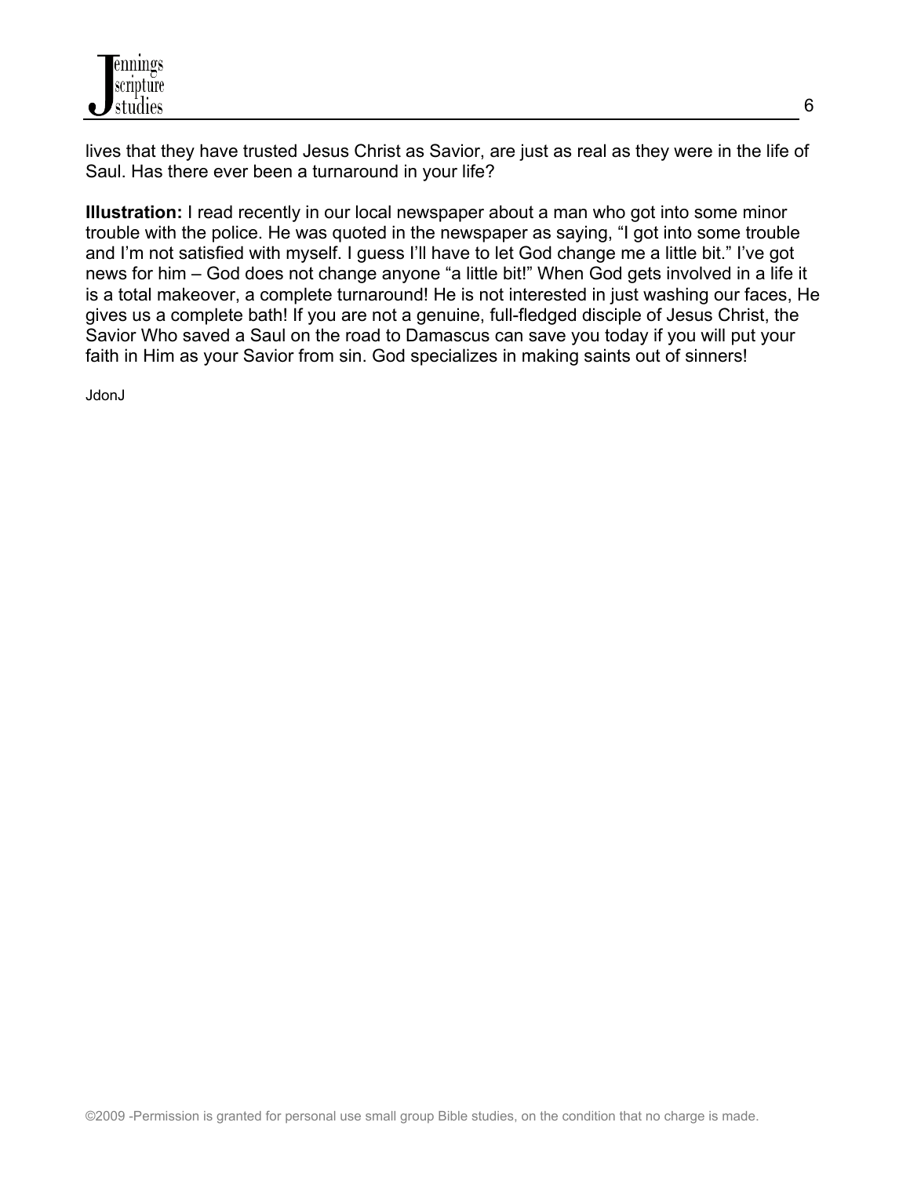lives that they have trusted Jesus Christ as Savior, are just as real as they were in the life of Saul. Has there ever been a turnaround in your life?

**Illustration:** I read recently in our local newspaper about a man who got into some minor trouble with the police. He was quoted in the newspaper as saying, "I got into some trouble and I'm not satisfied with myself. I guess I'll have to let God change me a little bit." I've got news for him – God does not change anyone "a little bit!" When God gets involved in a life it is a total makeover, a complete turnaround! He is not interested in just washing our faces, He gives us a complete bath! If you are not a genuine, full-fledged disciple of Jesus Christ, the Savior Who saved a Saul on the road to Damascus can save you today if you will put your faith in Him as your Savior from sin. God specializes in making saints out of sinners!

JdonJ

©2009 -Permission is granted for personal use small group Bible studies, on the condition that no charge is made.